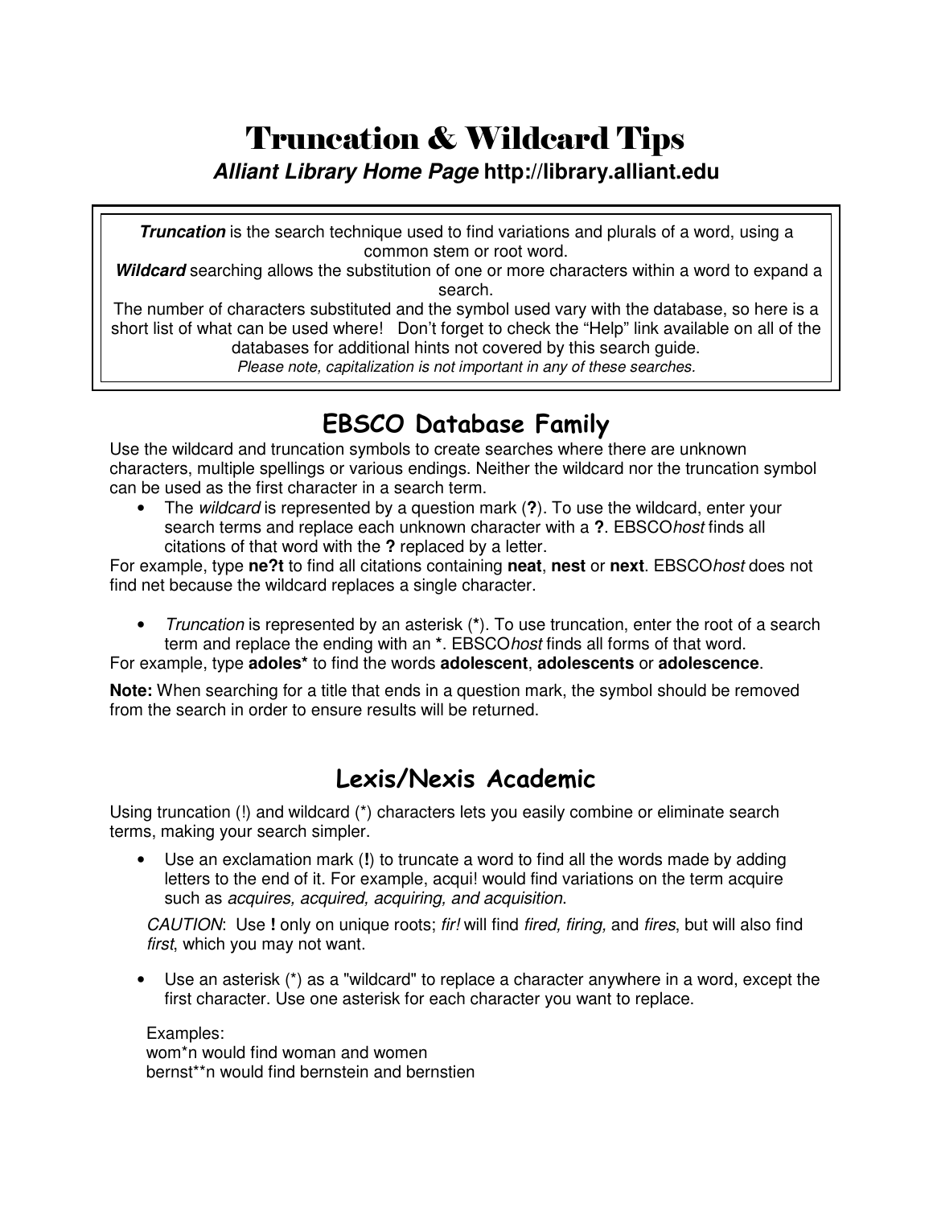# Truncation & Wildcard Tips

***Alliant Library Home Page* http://library.alliant.edu**

***Truncation*** is the search technique used to find variations and plurals of a word, using a common stem or root word.

***Wildcard*** searching allows the substitution of one or more characters within a word to expand a search.

The number of characters substituted and the symbol used vary with the database, so here is a short list of what can be used where! Don't forget to check the "Help" link available on all of the databases for additional hints not covered by this search guide.

*Please note, capitalization is not important in any of these searches.*

## EBSCO Database Family

Use the wildcard and truncation symbols to create searches where there are unknown characters, multiple spellings or various endings. Neither the wildcard nor the truncation symbol can be used as the first character in a search term.

- The *wildcard* is represented by a question mark (**?**). To use the wildcard, enter your search terms and replace each unknown character with a **?**. EBSCO*host* finds all citations of that word with the **?** replaced by a letter.

For example, type **ne?t** to find all citations containing **neat**, **nest** or **next**. EBSCO*host* does not find net because the wildcard replaces a single character.

- *Truncation* is represented by an asterisk (**\***). To use truncation, enter the root of a search term and replace the ending with an **\***. EBSCO*host* finds all forms of that word.

For example, type **adoles\*** to find the words **adolescent**, **adolescents** or **adolescence**.

**Note:** When searching for a title that ends in a question mark, the symbol should be removed from the search in order to ensure results will be returned.

## Lexis/Nexis Academic

Using truncation (!) and wildcard (*) characters lets you easily combine or eliminate search terms, making your search simpler.

- Use an exclamation mark (**!**) to truncate a word to find all the words made by adding letters to the end of it. For example, acqui! would find variations on the term acquire such as *acquires, acquired, acquiring, and acquisition*.

  *CAUTION*: Use **!** only on unique roots; *fir!* will find *fired, firing,* and *fires*, but will also find *first*, which you may not want.

- Use an asterisk (*) as a "wildcard" to replace a character anywhere in a word, except the first character. Use one asterisk for each character you want to replace.

  Examples:
  wom*n would find woman and women
  bernst**n would find bernstein and bernstien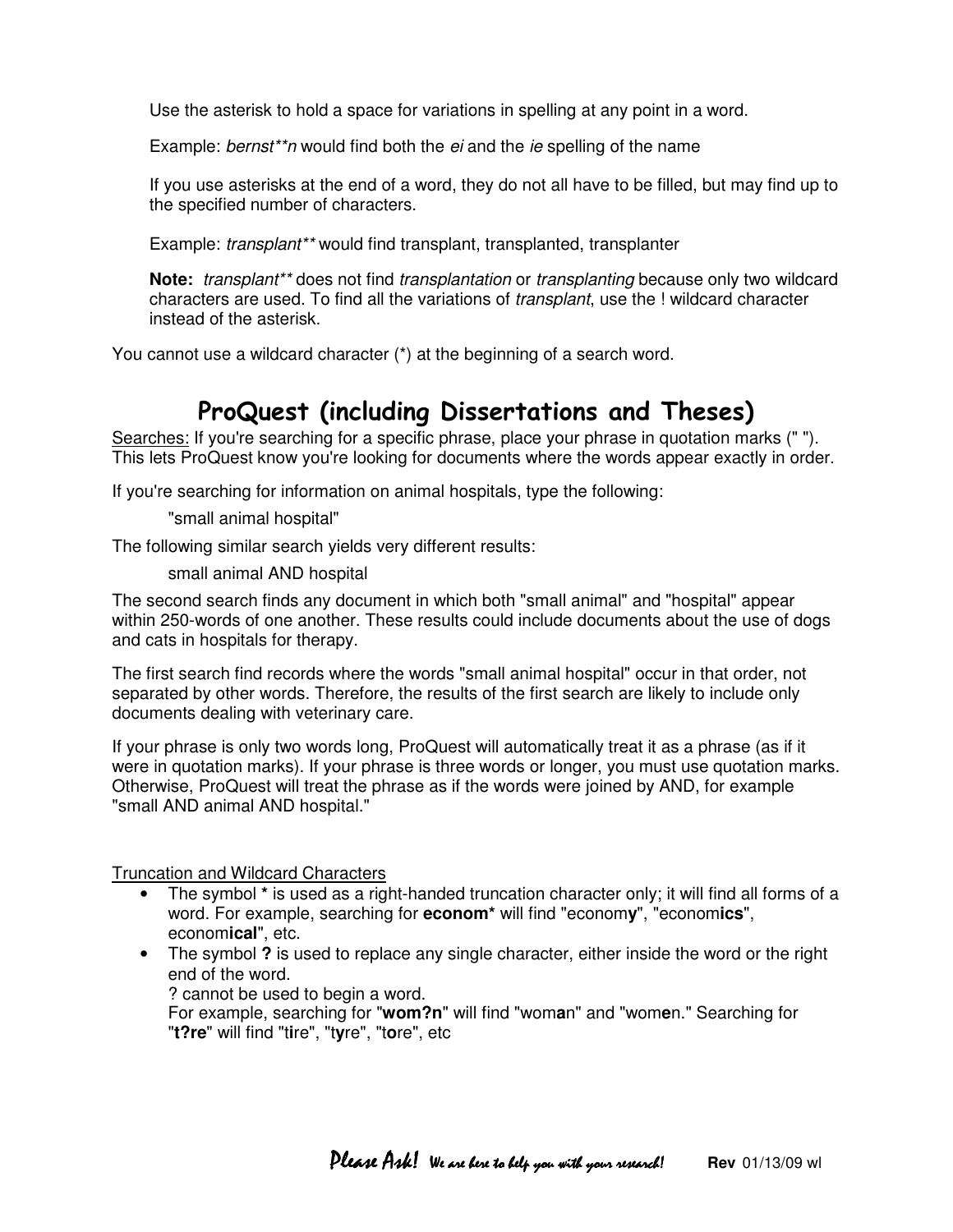Use the asterisk to hold a space for variations in spelling at any point in a word.

Example: *bernst**n* would find both the *ei* and the *ie* spelling of the name

If you use asterisks at the end of a word, they do not all have to be filled, but may find up to the specified number of characters.

Example: *transplant*** would find transplant, transplanted, transplanter

**Note:** *transplant*** does not find *transplantation* or *transplanting* because only two wildcard characters are used. To find all the variations of *transplant*, use the ! wildcard character instead of the asterisk.

You cannot use a wildcard character (*) at the beginning of a search word.

## ProQuest (including Dissertations and Theses)

Searches: If you're searching for a specific phrase, place your phrase in quotation marks (" "). This lets ProQuest know you're looking for documents where the words appear exactly in order.

If you're searching for information on animal hospitals, type the following:

"small animal hospital"

The following similar search yields very different results:

small animal AND hospital

The second search finds any document in which both "small animal" and "hospital" appear within 250-words of one another. These results could include documents about the use of dogs and cats in hospitals for therapy.

The first search find records where the words "small animal hospital" occur in that order, not separated by other words. Therefore, the results of the first search are likely to include only documents dealing with veterinary care.

If your phrase is only two words long, ProQuest will automatically treat it as a phrase (as if it were in quotation marks). If your phrase is three words or longer, you must use quotation marks. Otherwise, ProQuest will treat the phrase as if the words were joined by AND, for example "small AND animal AND hospital."

Truncation and Wildcard Characters

- The symbol **\*** is used as a right-handed truncation character only; it will find all forms of a word. For example, searching for **econom\*** will find "econom**y**", "econom**ics**", econom**ical**", etc.
- The symbol **?** is used to replace any single character, either inside the word or the right end of the word.
  ? cannot be used to begin a word.
  For example, searching for "**wom?n**" will find "wom**a**n" and "wom**e**n." Searching for "**t?re**" will find "t**i**re", "t**y**re", "t**o**re", etc

*Please Ask! We are here to help you with your research!* **Rev** 01/13/09 wl